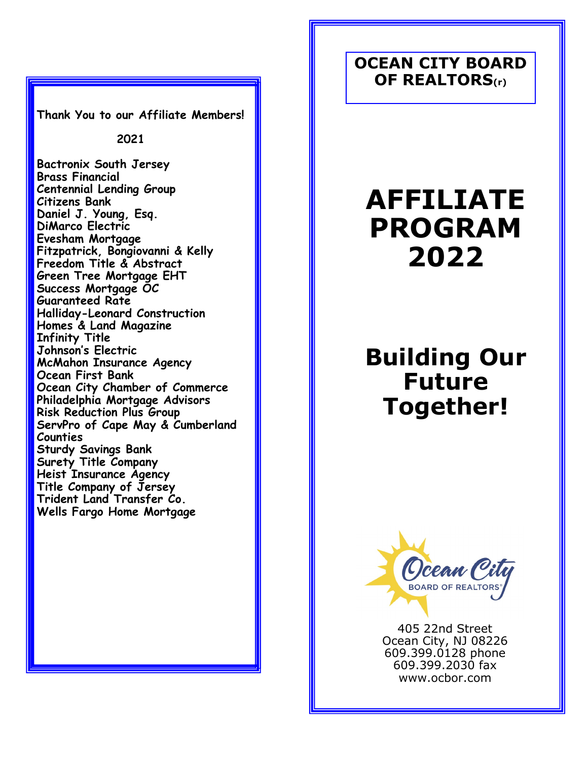**Thank You to our Affiliate Members!**

**2021**

**Bactronix South Jersey**
**Brass Financial**
**Centennial Lending Group**
**Citizens Bank**
**Daniel J. Young, Esq.**
**DiMarco Electric**
**Evesham Mortgage**
**Fitzpatrick, Bongiovanni & Kelly**
**Freedom Title & Abstract**
**Green Tree Mortgage EHT**
**Success Mortgage OC**
**Guaranteed Rate**
**Halliday-Leonard Construction**
**Homes & Land Magazine**
**Infinity Title**
**Johnson's Electric**
**McMahon Insurance Agency**
**Ocean First Bank**
**Ocean City Chamber of Commerce**
**Philadelphia Mortgage Advisors**
**Risk Reduction Plus Group**
**ServPro of Cape May & Cumberland Counties**
**Sturdy Savings Bank**
**Surety Title Company**
**Heist Insurance Agency**
**Title Company of Jersey**
**Trident Land Transfer Co.**
**Wells Fargo Home Mortgage**

**OCEAN CITY BOARD OF REALTORS(r)**

# AFFILIATE PROGRAM 2022

## Building Our Future Together!

Ocean City BOARD OF REALTORS®

405 22nd Street
Ocean City, NJ 08226
609.399.0128 phone
609.399.2030 fax
www.ocbor.com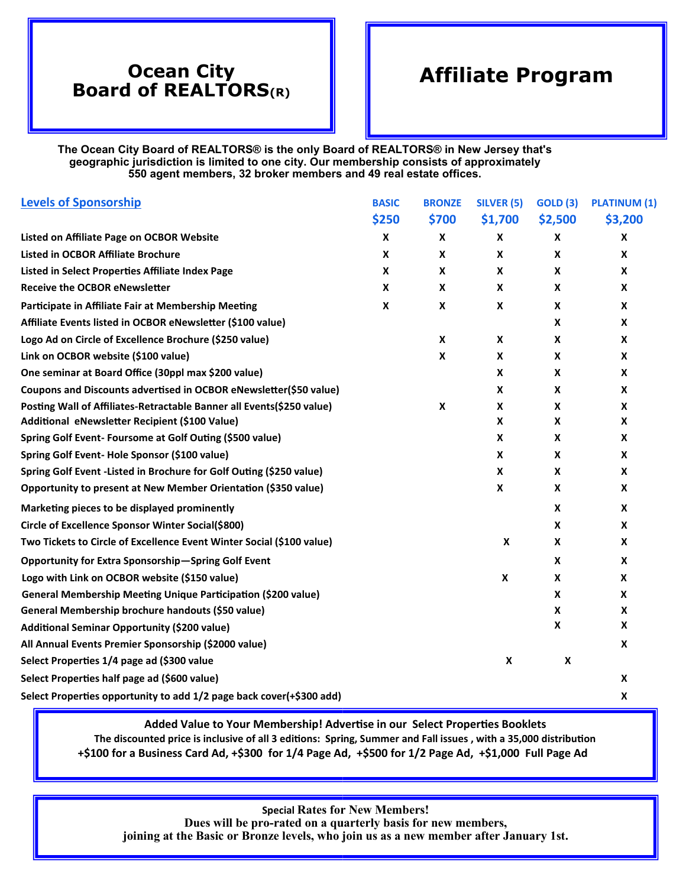# Ocean City Board of REALTORS(R)

# Affiliate Program

**The Ocean City Board of REALTORS® is the only Board of REALTORS® in New Jersey that's geographic jurisdiction is limited to one city. Our membership consists of approximately 550 agent members, 32 broker members and 49 real estate offices.**

| Levels of Sponsorship | BASIC $250 | BRONZE $700 | SILVER (5) $1,700 | GOLD (3) $2,500 | PLATINUM (1) $3,200 |
|---|---|---|---|---|---|
| Listed on Affiliate Page on OCBOR Website | X | X | X | X | X |
| Listed in OCBOR Affiliate Brochure | X | X | X | X | X |
| Listed in Select Properties Affiliate Index Page | X | X | X | X | X |
| Receive the OCBOR eNewsletter | X | X | X | X | X |
| Participate in Affiliate Fair at Membership Meeting | X | X | X | X | X |
| Affiliate Events listed in OCBOR eNewsletter ($100 value) | | | | X | X |
| Logo Ad on Circle of Excellence Brochure ($250 value) | | X | X | X | X |
| Link on OCBOR website ($100 value) | | X | X | X | X |
| One seminar at Board Office (30ppl max $200 value) | | | X | X | X |
| Coupons and Discounts advertised in OCBOR eNewsletter($50 value) | | | X | X | X |
| Posting Wall of Affiliates-Retractable Banner all Events($250 value) | | X | X | X | X |
| Additional eNewsletter Recipient ($100 Value) | | | X | X | X |
| Spring Golf Event- Foursome at Golf Outing ($500 value) | | | X | X | X |
| Spring Golf Event- Hole Sponsor ($100 value) | | | X | X | X |
| Spring Golf Event -Listed in Brochure for Golf Outing ($250 value) | | | X | X | X |
| Opportunity to present at New Member Orientation ($350 value) | | | X | X | X |
| Marketing pieces to be displayed prominently | | | | X | X |
| Circle of Excellence Sponsor Winter Social($800) | | | | X | X |
| Two Tickets to Circle of Excellence Event Winter Social ($100 value) | | | X | X | X |
| Opportunity for Extra Sponsorship—Spring Golf Event | | | | X | X |
| Logo with Link on OCBOR website ($150 value) | | | X | X | X |
| General Membership Meeting Unique Participation ($200 value) | | | | X | X |
| General Membership brochure handouts ($50 value) | | | | X | X |
| Additional Seminar Opportunity ($200 value) | | | | X | X |
| All Annual Events Premier Sponsorship ($2000 value) | | | | | X |
| Select Properties 1/4 page ad ($300 value | | | X | X | |
| Select Properties half page ad ($600 value) | | | | | X |
| Select Properties opportunity to add 1/2 page back cover(+$300 add) | | | | | X |

**Added Value to Your Membership! Advertise in our Select Properties Booklets**

**The discounted price is inclusive of all 3 editions: Spring, Summer and Fall issues , with a 35,000 distribution**

**+$100 for a Business Card Ad, +$300 for 1/4 Page Ad, +$500 for 1/2 Page Ad, +$1,000 Full Page Ad**

**Special Rates for New Members!**
**Dues will be pro-rated on a quarterly basis for new members, joining at the Basic or Bronze levels, who join us as a new member after January 1st.**